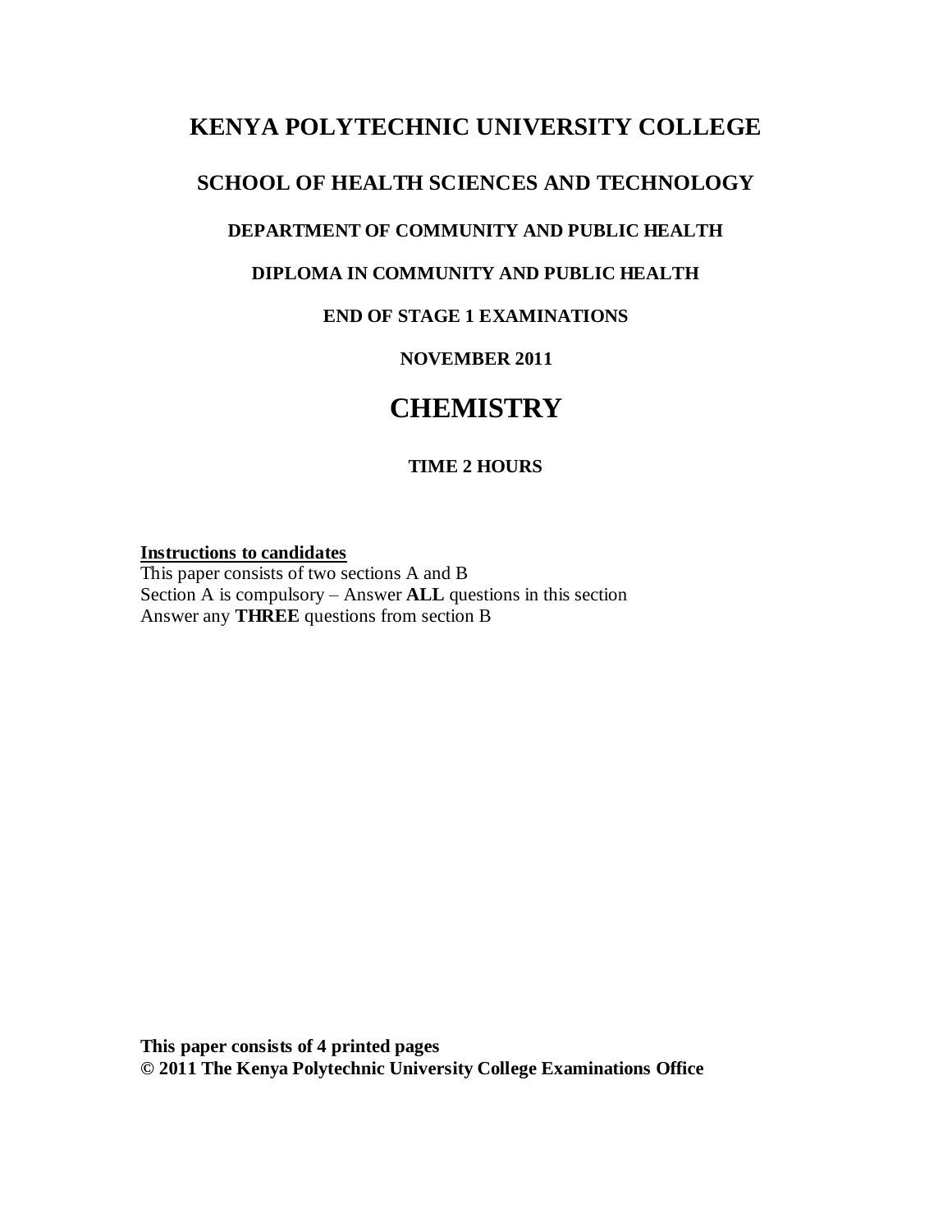# KENYA POLYTECHNIC UNIVERSITY COLLEGE

## SCHOOL OF HEALTH SCIENCES AND TECHNOLOGY

### DEPARTMENT OF COMMUNITY AND PUBLIC HEALTH

### DIPLOMA IN COMMUNITY AND PUBLIC HEALTH

### END OF STAGE 1 EXAMINATIONS

### NOVEMBER 2011

# CHEMISTRY

### TIME 2 HOURS

**Instructions to candidates**

This paper consists of two sections A and B
Section A is compulsory – Answer **ALL** questions in this section
Answer any **THREE** questions from section B

**This paper consists of 4 printed pages**
**© 2011 The Kenya Polytechnic University College Examinations Office**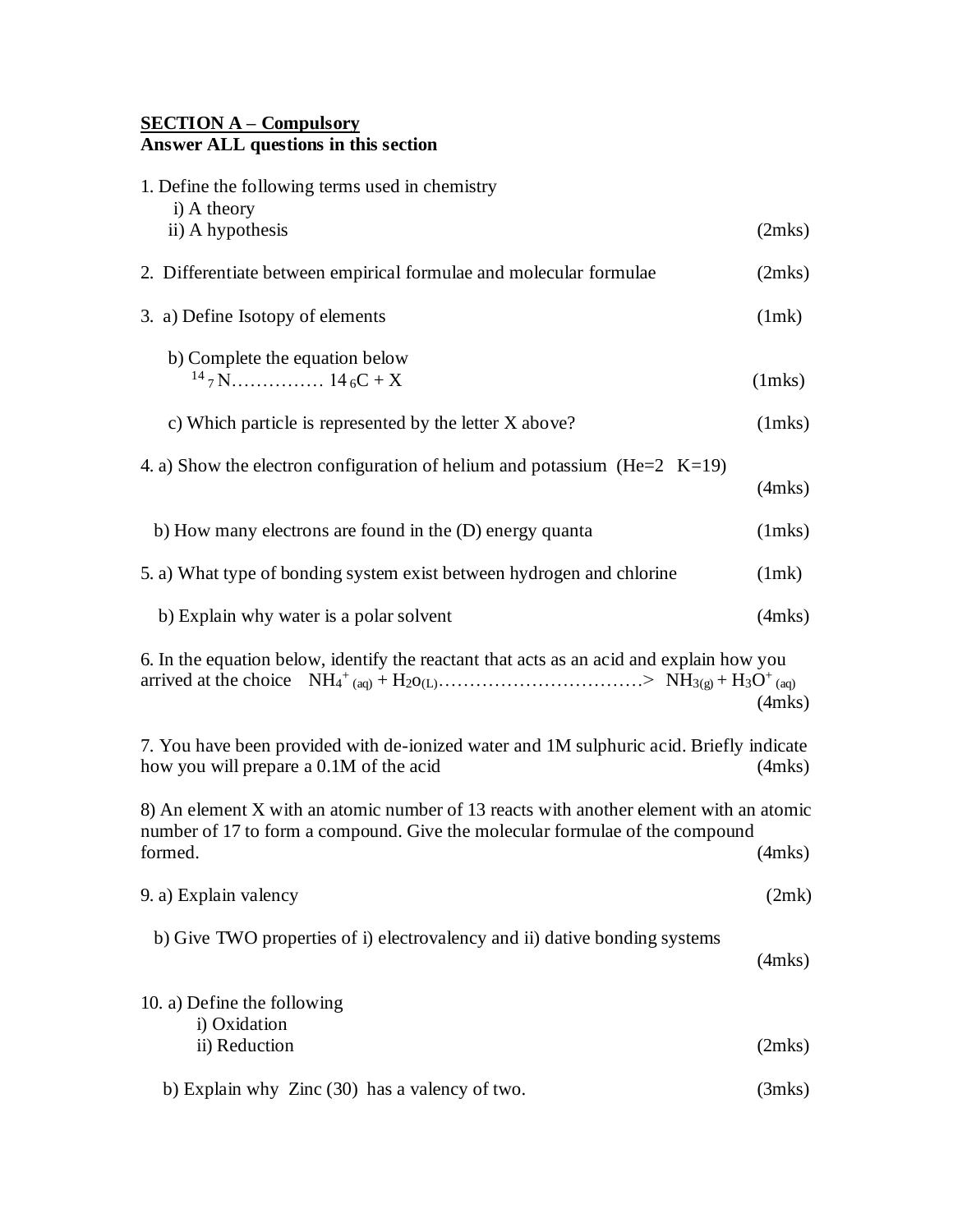**SECTION A – Compulsory**
**Answer ALL questions in this section**

1. Define the following terms used in chemistry
   i) A theory
   ii) A hypothesis (2mks)

2. Differentiate between empirical formulae and molecular formulae (2mks)

3. a) Define Isotopy of elements (1mk)

   b) Complete the equation below
   $^{14}{}_{7}N$…………… $14\,{}_{6}C + X$ (1mks)

   c) Which particle is represented by the letter X above? (1mks)

4. a) Show the electron configuration of helium and potassium (He=2 K=19) (4mks)

   b) How many electrons are found in the (D) energy quanta (1mks)

5. a) What type of bonding system exist between hydrogen and chlorine (1mk)

   b) Explain why water is a polar solvent (4mks)

6. In the equation below, identify the reactant that acts as an acid and explain how you arrived at the choice $NH_4^+{}_{(aq)} + H_2o_{(L)}$…………………………….> $NH_{3(g)} + H_3O^+{}_{(aq)}$ (4mks)

7. You have been provided with de-ionized water and 1M sulphuric acid. Briefly indicate how you will prepare a 0.1M of the acid (4mks)

8) An element X with an atomic number of 13 reacts with another element with an atomic number of 17 to form a compound. Give the molecular formulae of the compound formed. (4mks)

9. a) Explain valency (2mk)

   b) Give TWO properties of i) electrovalency and ii) dative bonding systems (4mks)

10. a) Define the following
   i) Oxidation
   ii) Reduction (2mks)

   b) Explain why Zinc (30) has a valency of two. (3mks)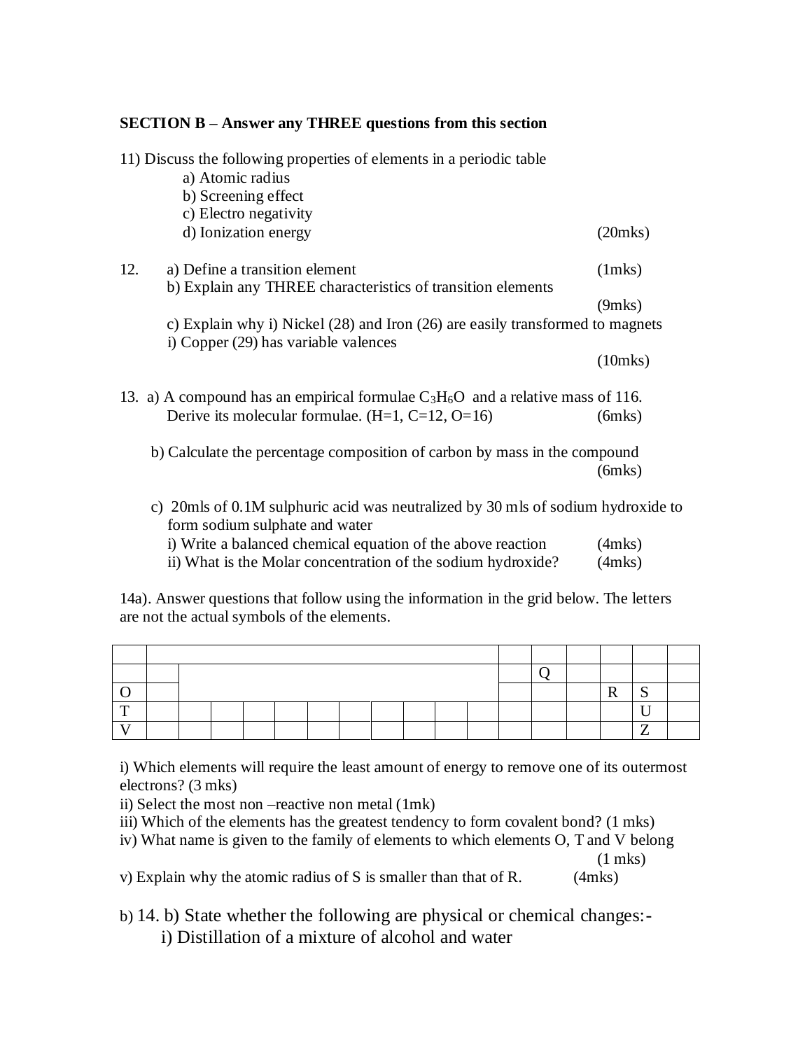**SECTION B – Answer any THREE questions from this section**

11) Discuss the following properties of elements in a periodic table

a) Atomic radius
b) Screening effect
c) Electro negativity
d) Ionization energy (20mks)

12. a) Define a transition element (1mks)

b) Explain any THREE characteristics of transition elements (9mks)

c) Explain why i) Nickel (28) and Iron (26) are easily transformed to magnets

i) Copper (29) has variable valences (10mks)

13. a) A compound has an empirical formulae $C_3H_6O$ and a relative mass of 116. Derive its molecular formulae. (H=1, C=12, O=16) (6mks)

b) Calculate the percentage composition of carbon by mass in the compound (6mks)

c) 20mls of 0.1M sulphuric acid was neutralized by 30 mls of sodium hydroxide to form sodium sulphate and water

i) Write a balanced chemical equation of the above reaction (4mks)

ii) What is the Molar concentration of the sodium hydroxide? (4mks)

14a). Answer questions that follow using the information in the grid below. The letters are not the actual symbols of the elements.

| | | | | | | | | | | | | | | | | | |
|---|---|---|---|---|---|---|---|---|---|---|---|---|---|---|---|---|---|
| | | | | | | | | | | | | | Q | | | | |
| O | | | | | | | | | | | | | | | R | S | |
| T | | | | | | | | | | | | | | | | U | |
| V | | | | | | | | | | | | | | | | Z | |

i) Which elements will require the least amount of energy to remove one of its outermost electrons? (3 mks)

ii) Select the most non –reactive non metal (1mk)

iii) Which of the elements has the greatest tendency to form covalent bond? (1 mks)

iv) What name is given to the family of elements to which elements O, T and V belong (1 mks)

v) Explain why the atomic radius of S is smaller than that of R. (4mks)

b) 14. b) State whether the following are physical or chemical changes:-

i) Distillation of a mixture of alcohol and water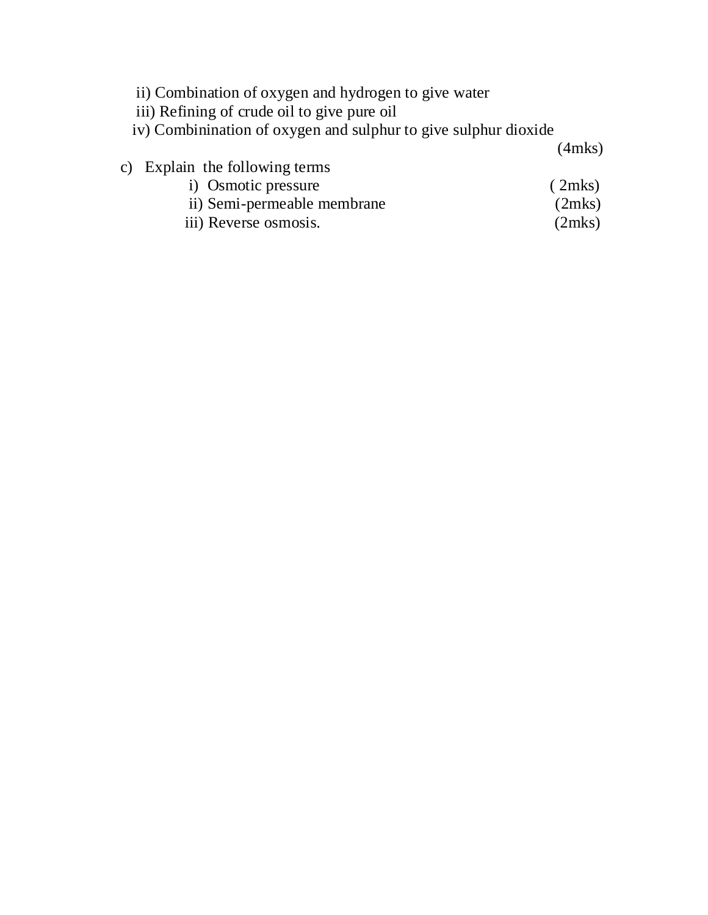ii) Combination of oxygen and hydrogen to give water

iii) Refining of crude oil to give pure oil

iv) Combinination of oxygen and sulphur to give sulphur dioxide

(4mks)

c) Explain the following terms

i) Osmotic pressure ( 2mks)

ii) Semi-permeable membrane (2mks)

iii) Reverse osmosis. (2mks)